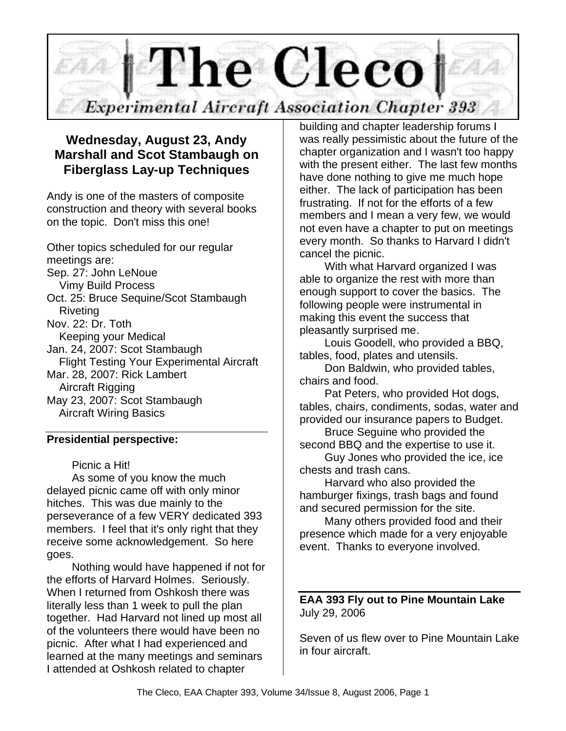# The Cleco

**Experimental Aircraft Association Chapter 393**

## Wednesday, August 23, Andy Marshall and Scot Stambaugh on Fiberglass Lay-up Techniques

Andy is one of the masters of composite construction and theory with several books on the topic. Don't miss this one!

Other topics scheduled for our regular meetings are:

Sep. 27: John LeNoue
  Vimy Build Process
Oct. 25: Bruce Sequine/Scot Stambaugh
  Riveting
Nov. 22: Dr. Toth
  Keeping your Medical
Jan. 24, 2007: Scot Stambaugh
  Flight Testing Your Experimental Aircraft
Mar. 28, 2007: Rick Lambert
  Aircraft Rigging
May 23, 2007: Scot Stambaugh
  Aircraft Wiring Basics

## Presidential perspective:

Picnic a Hit!

As some of you know the much delayed picnic came off with only minor hitches. This was due mainly to the perseverance of a few VERY dedicated 393 members. I feel that it's only right that they receive some acknowledgement. So here goes.

Nothing would have happened if not for the efforts of Harvard Holmes. Seriously. When I returned from Oshkosh there was literally less than 1 week to pull the plan together. Had Harvard not lined up most all of the volunteers there would have been no picnic. After what I had experienced and learned at the many meetings and seminars I attended at Oshkosh related to chapter building and chapter leadership forums I was really pessimistic about the future of the chapter organization and I wasn't too happy with the present either. The last few months have done nothing to give me much hope either. The lack of participation has been frustrating. If not for the efforts of a few members and I mean a very few, we would not even have a chapter to put on meetings every month. So thanks to Harvard I didn't cancel the picnic.

With what Harvard organized I was able to organize the rest with more than enough support to cover the basics. The following people were instrumental in making this event the success that pleasantly surprised me.

Louis Goodell, who provided a BBQ, tables, food, plates and utensils.

Don Baldwin, who provided tables, chairs and food.

Pat Peters, who provided Hot dogs, tables, chairs, condiments, sodas, water and provided our insurance papers to Budget.

Bruce Seguine who provided the second BBQ and the expertise to use it.

Guy Jones who provided the ice, ice chests and trash cans.

Harvard who also provided the hamburger fixings, trash bags and found and secured permission for the site.

Many others provided food and their presence which made for a very enjoyable event. Thanks to everyone involved.

## EAA 393 Fly out to Pine Mountain Lake

July 29, 2006

Seven of us flew over to Pine Mountain Lake in four aircraft.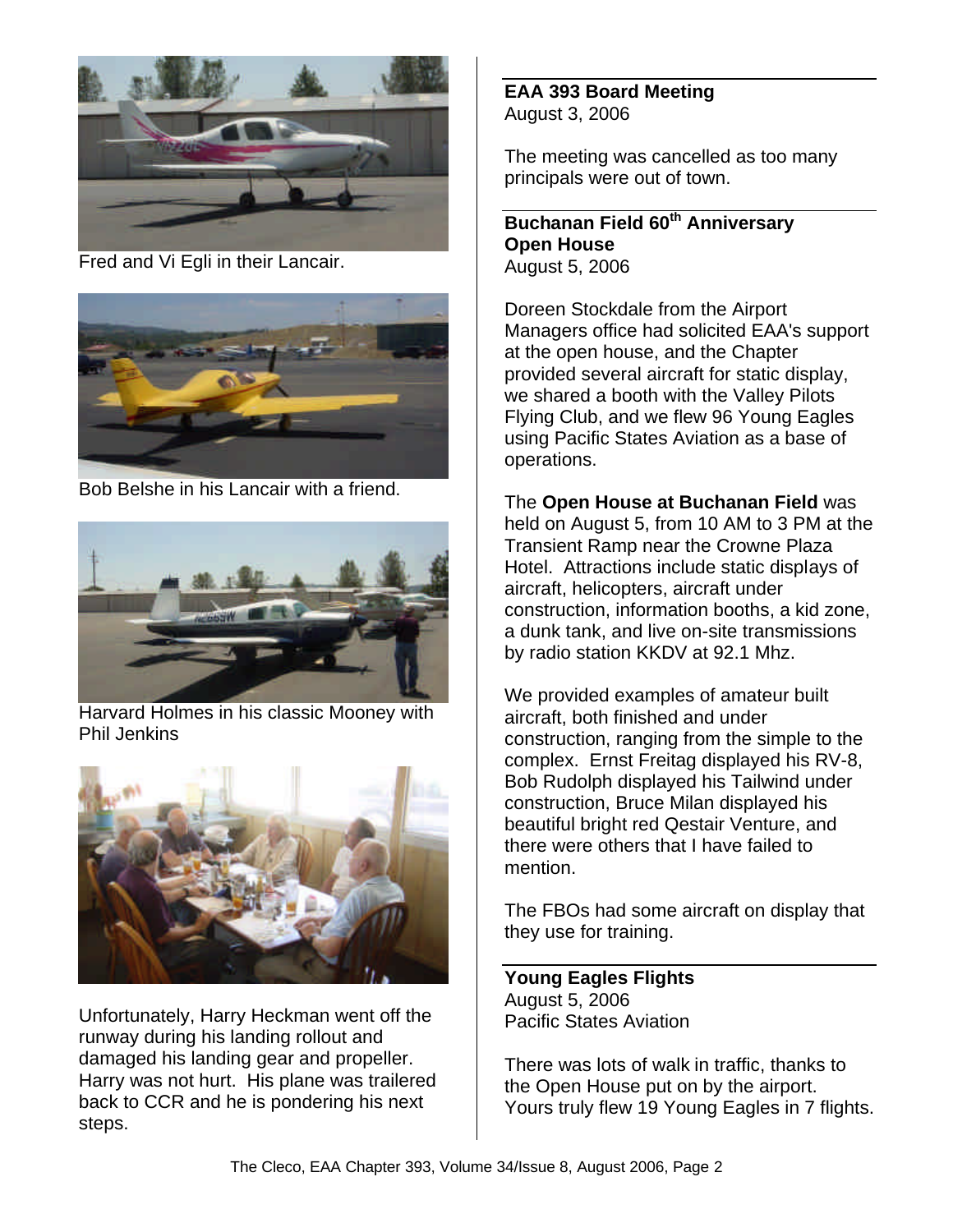Fred and Vi Egli in their Lancair.

Bob Belshe in his Lancair with a friend.

Harvard Holmes in his classic Mooney with Phil Jenkins

Unfortunately, Harry Heckman went off the runway during his landing rollout and damaged his landing gear and propeller. Harry was not hurt. His plane was trailered back to CCR and he is pondering his next steps.

**EAA 393 Board Meeting**
August 3, 2006

The meeting was cancelled as too many principals were out of town.

**Buchanan Field 60th Anniversary Open House**
August 5, 2006

Doreen Stockdale from the Airport Managers office had solicited EAA's support at the open house, and the Chapter provided several aircraft for static display, we shared a booth with the Valley Pilots Flying Club, and we flew 96 Young Eagles using Pacific States Aviation as a base of operations.

The **Open House at Buchanan Field** was held on August 5, from 10 AM to 3 PM at the Transient Ramp near the Crowne Plaza Hotel. Attractions include static displays of aircraft, helicopters, aircraft under construction, information booths, a kid zone, a dunk tank, and live on-site transmissions by radio station KKDV at 92.1 Mhz.

We provided examples of amateur built aircraft, both finished and under construction, ranging from the simple to the complex. Ernst Freitag displayed his RV-8, Bob Rudolph displayed his Tailwind under construction, Bruce Milan displayed his beautiful bright red Qestair Venture, and there were others that I have failed to mention.

The FBOs had some aircraft on display that they use for training.

**Young Eagles Flights**
August 5, 2006
Pacific States Aviation

There was lots of walk in traffic, thanks to the Open House put on by the airport. Yours truly flew 19 Young Eagles in 7 flights.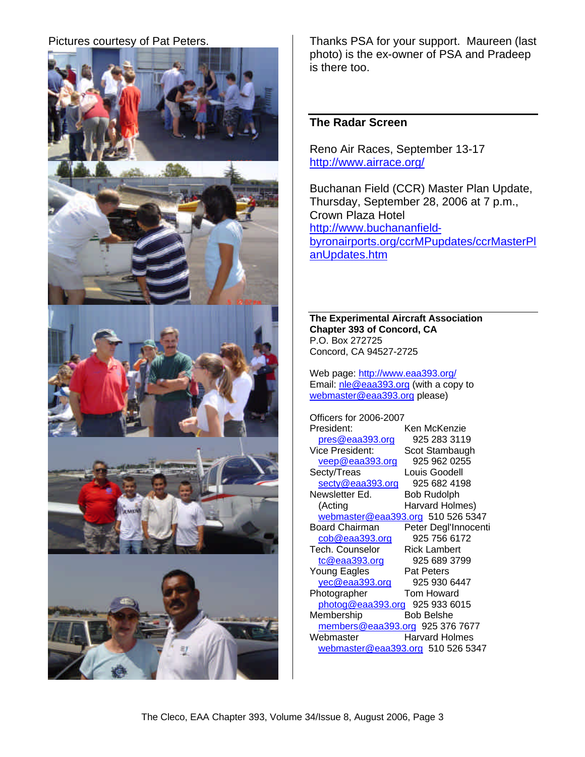Pictures courtesy of Pat Peters.

Thanks PSA for your support. Maureen (last photo) is the ex-owner of PSA and Pradeep is there too.

## The Radar Screen

Reno Air Races, September 13-17
http://www.airrace.org/

Buchanan Field (CCR) Master Plan Update, Thursday, September 28, 2006 at 7 p.m., Crown Plaza Hotel
http://www.buchananfield-byronairports.org/ccrMPupdates/ccrMasterPlanUpdates.htm

**The Experimental Aircraft Association**
**Chapter 393 of Concord, CA**
P.O. Box 272725
Concord, CA 94527-2725

Web page: http://www.eaa393.org/
Email: nle@eaa393.org (with a copy to webmaster@eaa393.org please)

Officers for 2006-2007

| | |
|---|---|
| President: | Ken McKenzie |
| pres@eaa393.org | 925 283 3119 |
| Vice President: | Scot Stambaugh |
| veep@eaa393.org | 925 962 0255 |
| Secty/Treas | Louis Goodell |
| secty@eaa393.org | 925 682 4198 |
| Newsletter Ed. | Bob Rudolph |
| (Acting | Harvard Holmes) |
| webmaster@eaa393.org | 510 526 5347 |
| Board Chairman | Peter Degl'Innocenti |
| cob@eaa393.org | 925 756 6172 |
| Tech. Counselor | Rick Lambert |
| tc@eaa393.org | 925 689 3799 |
| Young Eagles | Pat Peters |
| yec@eaa393.org | 925 930 6447 |
| Photographer | Tom Howard |
| photog@eaa393.org | 925 933 6015 |
| Membership | Bob Belshe |
| members@eaa393.org | 925 376 7677 |
| Webmaster | Harvard Holmes |
| webmaster@eaa393.org | 510 526 5347 |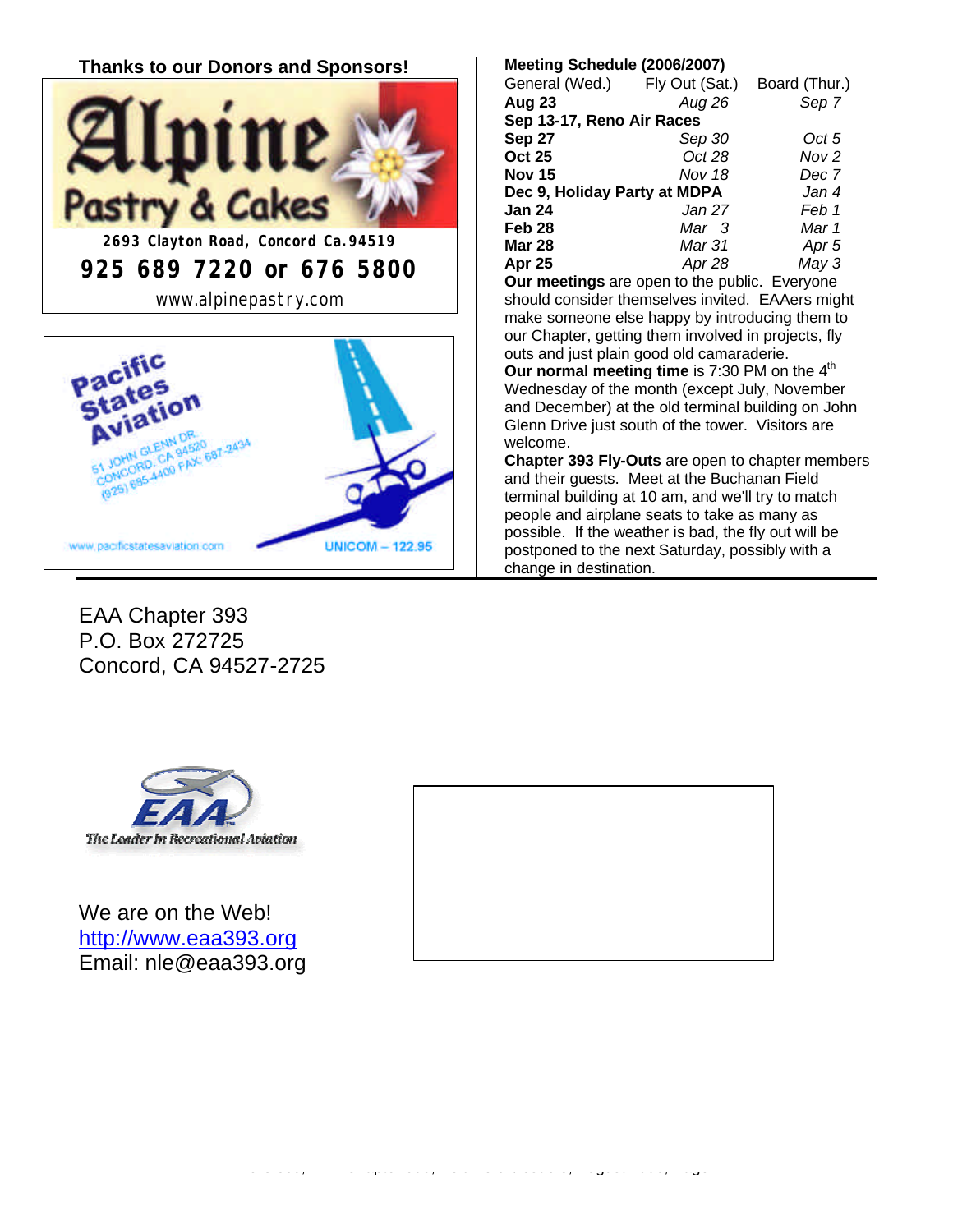**Thanks to our Donors and Sponsors!**

Alpine Pastry & Cakes

2693 Clayton Road, Concord Ca.94519

925 689 7220 or 676 5800

www.alpinepastry.com

Pacific States Aviation

51 JOHN GLENN DR.
CONCORD, CA 94520
(925) 685-4400 FAX: 687-2434

www.pacificstatesaviation.com

UNICOM – 122.95

**Meeting Schedule (2006/2007)**

| General (Wed.) | Fly Out (Sat.) | Board (Thur.) |
|---|---|---|
| **Aug 23** | *Aug 26* | *Sep 7* |
| **Sep 13-17, Reno Air Races** | | |
| **Sep 27** | *Sep 30* | *Oct 5* |
| **Oct 25** | *Oct 28* | *Nov 2* |
| **Nov 15** | *Nov 18* | *Dec 7* |
| **Dec 9, Holiday Party at MDPA** | | *Jan 4* |
| **Jan 24** | *Jan 27* | *Feb 1* |
| **Feb 28** | *Mar 3* | *Mar 1* |
| **Mar 28** | *Mar 31* | *Apr 5* |
| **Apr 25** | *Apr 28* | *May 3* |

**Our meetings** are open to the public. Everyone should consider themselves invited. EAAers might make someone else happy by introducing them to our Chapter, getting them involved in projects, fly outs and just plain good old camaraderie.

**Our normal meeting time** is 7:30 PM on the 4th Wednesday of the month (except July, November and December) at the old terminal building on John Glenn Drive just south of the tower. Visitors are welcome.

**Chapter 393 Fly-Outs** are open to chapter members and their guests. Meet at the Buchanan Field terminal building at 10 am, and we'll try to match people and airplane seats to take as many as possible. If the weather is bad, the fly out will be postponed to the next Saturday, possibly with a change in destination.

EAA Chapter 393
P.O. Box 272725
Concord, CA 94527-2725

EAA
The Leader In Recreational Aviation

We are on the Web!
http://www.eaa393.org
Email: nle@eaa393.org